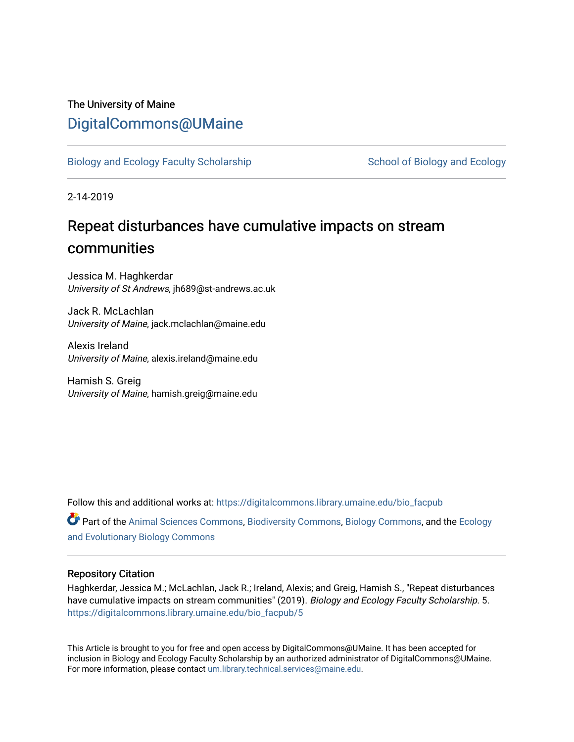The University of Maine

DigitalCommons@UMaine

Biology and Ecology Faculty Scholarship

School of Biology and Ecology

2-14-2019

# Repeat disturbances have cumulative impacts on stream communities

Jessica M. Haghkerdar
*University of St Andrews*, jh689@st-andrews.ac.uk

Jack R. McLachlan
*University of Maine*, jack.mclachlan@maine.edu

Alexis Ireland
*University of Maine*, alexis.ireland@maine.edu

Hamish S. Greig
*University of Maine*, hamish.greig@maine.edu

Follow this and additional works at: https://digitalcommons.library.umaine.edu/bio_facpub

Part of the Animal Sciences Commons, Biodiversity Commons, Biology Commons, and the Ecology and Evolutionary Biology Commons

## Repository Citation

Haghkerdar, Jessica M.; McLachlan, Jack R.; Ireland, Alexis; and Greig, Hamish S., "Repeat disturbances have cumulative impacts on stream communities" (2019). *Biology and Ecology Faculty Scholarship*. 5.
https://digitalcommons.library.umaine.edu/bio_facpub/5

This Article is brought to you for free and open access by DigitalCommons@UMaine. It has been accepted for inclusion in Biology and Ecology Faculty Scholarship by an authorized administrator of DigitalCommons@UMaine. For more information, please contact um.library.technical.services@maine.edu.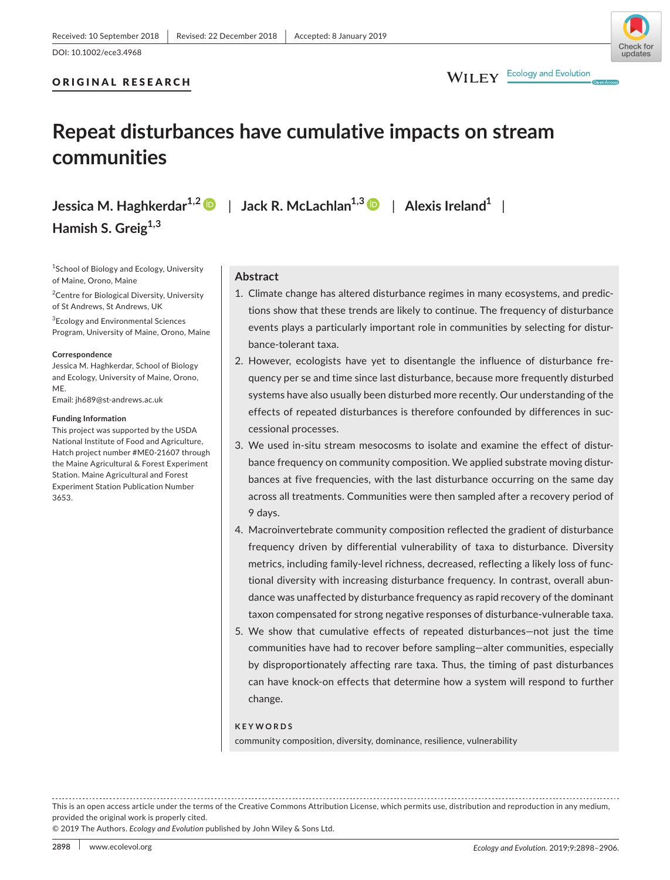Received: 10 September 2018 | Revised: 22 December 2018 | Accepted: 8 January 2019

DOI: 10.1002/ece3.4968

**ORIGINAL RESEARCH**

# Repeat disturbances have cumulative impacts on stream communities

**Jessica M. Haghkerdar[1,2] | Jack R. McLachlan[1,3] | Alexis Ireland[1] | Hamish S. Greig[1,3]**

[1]School of Biology and Ecology, University of Maine, Orono, Maine

[2]Centre for Biological Diversity, University of St Andrews, St Andrews, UK

[3]Ecology and Environmental Sciences Program, University of Maine, Orono, Maine

**Correspondence**

Jessica M. Haghkerdar, School of Biology and Ecology, University of Maine, Orono, ME.

Email: jh689@st-andrews.ac.uk

**Funding Information**

This project was supported by the USDA National Institute of Food and Agriculture, Hatch project number #ME0-21607 through the Maine Agricultural & Forest Experiment Station. Maine Agricultural and Forest Experiment Station Publication Number 3653.

## Abstract

1. Climate change has altered disturbance regimes in many ecosystems, and predictions show that these trends are likely to continue. The frequency of disturbance events plays a particularly important role in communities by selecting for disturbance-tolerant taxa.
2. However, ecologists have yet to disentangle the influence of disturbance frequency per se and time since last disturbance, because more frequently disturbed systems have also usually been disturbed more recently. Our understanding of the effects of repeated disturbances is therefore confounded by differences in successional processes.
3. We used in-situ stream mesocosms to isolate and examine the effect of disturbance frequency on community composition. We applied substrate moving disturbances at five frequencies, with the last disturbance occurring on the same day across all treatments. Communities were then sampled after a recovery period of 9 days.
4. Macroinvertebrate community composition reflected the gradient of disturbance frequency driven by differential vulnerability of taxa to disturbance. Diversity metrics, including family-level richness, decreased, reflecting a likely loss of functional diversity with increasing disturbance frequency. In contrast, overall abundance was unaffected by disturbance frequency as rapid recovery of the dominant taxon compensated for strong negative responses of disturbance-vulnerable taxa.
5. We show that cumulative effects of repeated disturbances—not just the time communities have had to recover before sampling—alter communities, especially by disproportionately affecting rare taxa. Thus, the timing of past disturbances can have knock-on effects that determine how a system will respond to further change.

**KEYWORDS**

community composition, diversity, dominance, resilience, vulnerability

This is an open access article under the terms of the Creative Commons Attribution License, which permits use, distribution and reproduction in any medium, provided the original work is properly cited.
© 2019 The Authors. *Ecology and Evolution* published by John Wiley & Sons Ltd.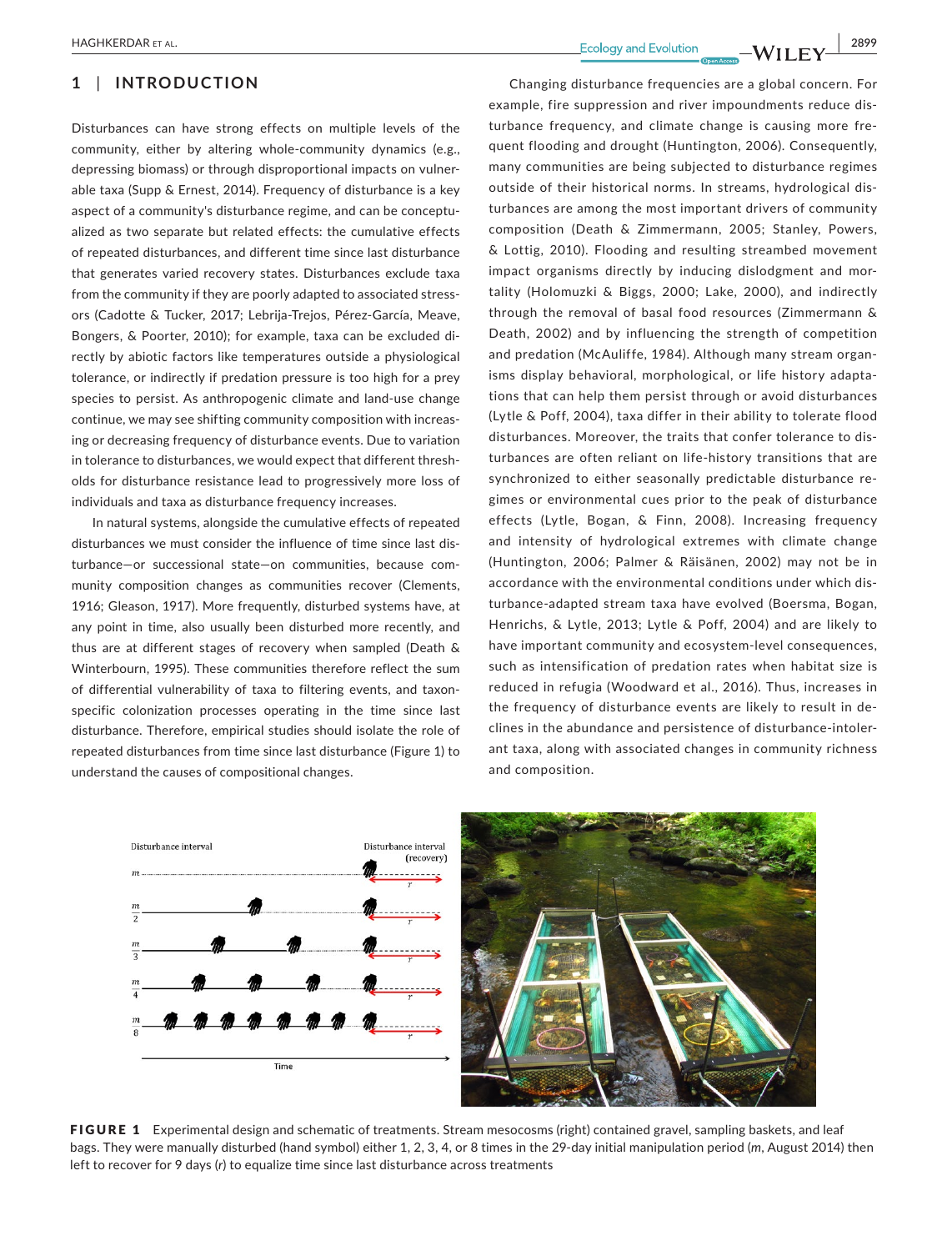## 1 | INTRODUCTION

Disturbances can have strong effects on multiple levels of the community, either by altering whole-community dynamics (e.g., depressing biomass) or through disproportional impacts on vulnerable taxa (Supp & Ernest, 2014). Frequency of disturbance is a key aspect of a community's disturbance regime, and can be conceptualized as two separate but related effects: the cumulative effects of repeated disturbances, and different time since last disturbance that generates varied recovery states. Disturbances exclude taxa from the community if they are poorly adapted to associated stressors (Cadotte & Tucker, 2017; Lebrija-Trejos, Pérez-García, Meave, Bongers, & Poorter, 2010); for example, taxa can be excluded directly by abiotic factors like temperatures outside a physiological tolerance, or indirectly if predation pressure is too high for a prey species to persist. As anthropogenic climate and land-use change continue, we may see shifting community composition with increasing or decreasing frequency of disturbance events. Due to variation in tolerance to disturbances, we would expect that different thresholds for disturbance resistance lead to progressively more loss of individuals and taxa as disturbance frequency increases.

In natural systems, alongside the cumulative effects of repeated disturbances we must consider the influence of time since last disturbance—or successional state—on communities, because community composition changes as communities recover (Clements, 1916; Gleason, 1917). More frequently, disturbed systems have, at any point in time, also usually been disturbed more recently, and thus are at different stages of recovery when sampled (Death & Winterbourn, 1995). These communities therefore reflect the sum of differential vulnerability of taxa to filtering events, and taxon-specific colonization processes operating in the time since last disturbance. Therefore, empirical studies should isolate the role of repeated disturbances from time since last disturbance (Figure 1) to understand the causes of compositional changes.

Changing disturbance frequencies are a global concern. For example, fire suppression and river impoundments reduce disturbance frequency, and climate change is causing more frequent flooding and drought (Huntington, 2006). Consequently, many communities are being subjected to disturbance regimes outside of their historical norms. In streams, hydrological disturbances are among the most important drivers of community composition (Death & Zimmermann, 2005; Stanley, Powers, & Lottig, 2010). Flooding and resulting streambed movement impact organisms directly by inducing dislodgment and mortality (Holomuzki & Biggs, 2000; Lake, 2000), and indirectly through the removal of basal food resources (Zimmermann & Death, 2002) and by influencing the strength of competition and predation (McAuliffe, 1984). Although many stream organisms display behavioral, morphological, or life history adaptations that can help them persist through or avoid disturbances (Lytle & Poff, 2004), taxa differ in their ability to tolerate flood disturbances. Moreover, the traits that confer tolerance to disturbances are often reliant on life-history transitions that are synchronized to either seasonally predictable disturbance regimes or environmental cues prior to the peak of disturbance effects (Lytle, Bogan, & Finn, 2008). Increasing frequency and intensity of hydrological extremes with climate change (Huntington, 2006; Palmer & Räisänen, 2002) may not be in accordance with the environmental conditions under which disturbance-adapted stream taxa have evolved (Boersma, Bogan, Henrichs, & Lytle, 2013; Lytle & Poff, 2004) and are likely to have important community and ecosystem-level consequences, such as intensification of predation rates when habitat size is reduced in refugia (Woodward et al., 2016). Thus, increases in the frequency of disturbance events are likely to result in declines in the abundance and persistence of disturbance-intolerant taxa, along with associated changes in community richness and composition.

**FIGURE 1** Experimental design and schematic of treatments. Stream mesocosms (right) contained gravel, sampling baskets, and leaf bags. They were manually disturbed (hand symbol) either 1, 2, 3, 4, or 8 times in the 29-day initial manipulation period ($m$, August 2014) then left to recover for 9 days ($r$) to equalize time since last disturbance across treatments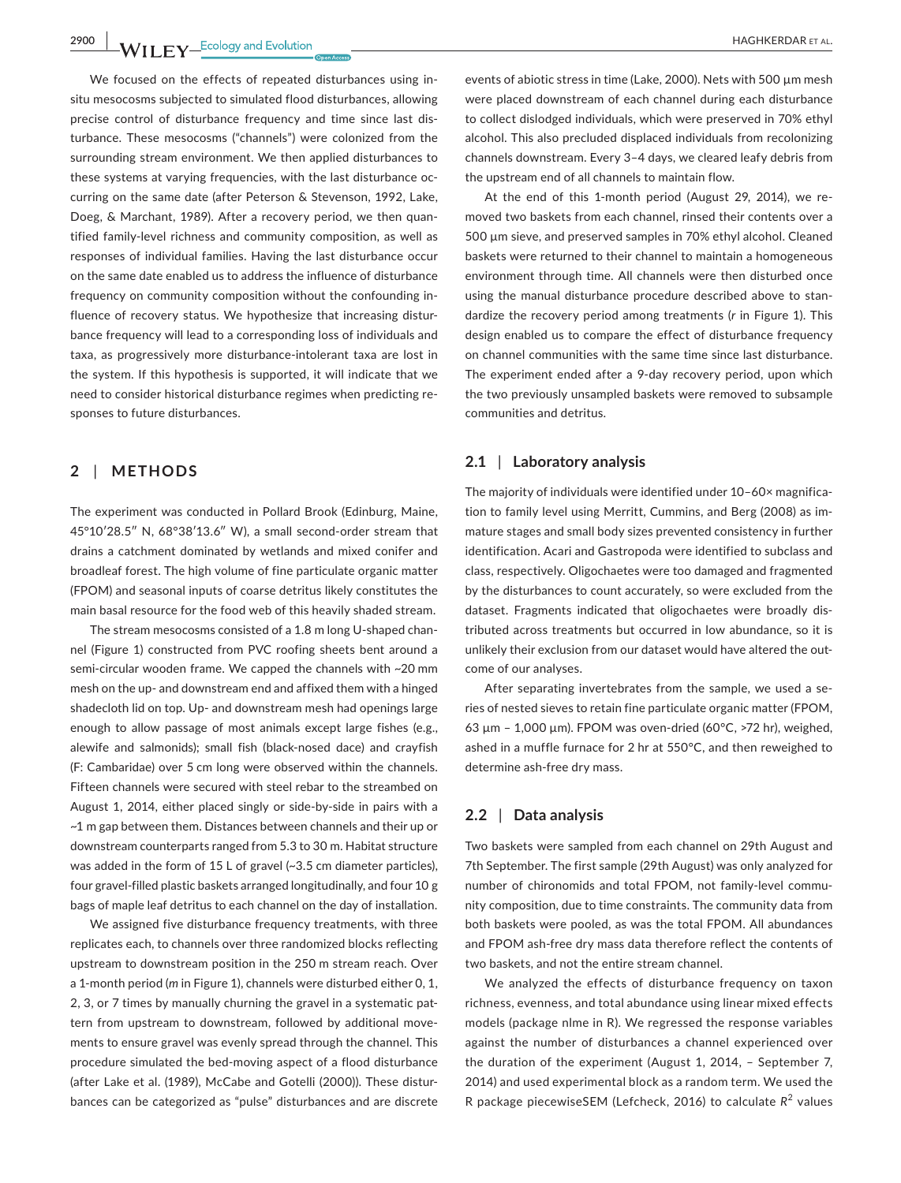We focused on the effects of repeated disturbances using in-situ mesocosms subjected to simulated flood disturbances, allowing precise control of disturbance frequency and time since last disturbance. These mesocosms ("channels") were colonized from the surrounding stream environment. We then applied disturbances to these systems at varying frequencies, with the last disturbance occurring on the same date (after Peterson & Stevenson, 1992, Lake, Doeg, & Marchant, 1989). After a recovery period, we then quantified family-level richness and community composition, as well as responses of individual families. Having the last disturbance occur on the same date enabled us to address the influence of disturbance frequency on community composition without the confounding influence of recovery status. We hypothesize that increasing disturbance frequency will lead to a corresponding loss of individuals and taxa, as progressively more disturbance-intolerant taxa are lost in the system. If this hypothesis is supported, it will indicate that we need to consider historical disturbance regimes when predicting responses to future disturbances.

## 2 | METHODS

The experiment was conducted in Pollard Brook (Edinburg, Maine, 45°10′28.5″ N, 68°38′13.6″ W), a small second-order stream that drains a catchment dominated by wetlands and mixed conifer and broadleaf forest. The high volume of fine particulate organic matter (FPOM) and seasonal inputs of coarse detritus likely constitutes the main basal resource for the food web of this heavily shaded stream.

The stream mesocosms consisted of a 1.8 m long U-shaped channel (Figure 1) constructed from PVC roofing sheets bent around a semi-circular wooden frame. We capped the channels with ~20 mm mesh on the up- and downstream end and affixed them with a hinged shadecloth lid on top. Up- and downstream mesh had openings large enough to allow passage of most animals except large fishes (e.g., alewife and salmonids); small fish (black-nosed dace) and crayfish (F: Cambaridae) over 5 cm long were observed within the channels. Fifteen channels were secured with steel rebar to the streambed on August 1, 2014, either placed singly or side-by-side in pairs with a ~1 m gap between them. Distances between channels and their up or downstream counterparts ranged from 5.3 to 30 m. Habitat structure was added in the form of 15 L of gravel (~3.5 cm diameter particles), four gravel-filled plastic baskets arranged longitudinally, and four 10 g bags of maple leaf detritus to each channel on the day of installation.

We assigned five disturbance frequency treatments, with three replicates each, to channels over three randomized blocks reflecting upstream to downstream position in the 250 m stream reach. Over a 1-month period (*m* in Figure 1), channels were disturbed either 0, 1, 2, 3, or 7 times by manually churning the gravel in a systematic pattern from upstream to downstream, followed by additional movements to ensure gravel was evenly spread through the channel. This procedure simulated the bed-moving aspect of a flood disturbance (after Lake et al. (1989), McCabe and Gotelli (2000)). These disturbances can be categorized as "pulse" disturbances and are discrete events of abiotic stress in time (Lake, 2000). Nets with 500 μm mesh were placed downstream of each channel during each disturbance to collect dislodged individuals, which were preserved in 70% ethyl alcohol. This also precluded displaced individuals from recolonizing channels downstream. Every 3–4 days, we cleared leafy debris from the upstream end of all channels to maintain flow.

At the end of this 1-month period (August 29, 2014), we removed two baskets from each channel, rinsed their contents over a 500 μm sieve, and preserved samples in 70% ethyl alcohol. Cleaned baskets were returned to their channel to maintain a homogeneous environment through time. All channels were then disturbed once using the manual disturbance procedure described above to standardize the recovery period among treatments (*r* in Figure 1). This design enabled us to compare the effect of disturbance frequency on channel communities with the same time since last disturbance. The experiment ended after a 9-day recovery period, upon which the two previously unsampled baskets were removed to subsample communities and detritus.

### 2.1 | Laboratory analysis

The majority of individuals were identified under 10–60× magnification to family level using Merritt, Cummins, and Berg (2008) as immature stages and small body sizes prevented consistency in further identification. Acari and Gastropoda were identified to subclass and class, respectively. Oligochaetes were too damaged and fragmented by the disturbances to count accurately, so were excluded from the dataset. Fragments indicated that oligochaetes were broadly distributed across treatments but occurred in low abundance, so it is unlikely their exclusion from our dataset would have altered the outcome of our analyses.

After separating invertebrates from the sample, we used a series of nested sieves to retain fine particulate organic matter (FPOM, 63 μm – 1,000 μm). FPOM was oven-dried (60°C, >72 hr), weighed, ashed in a muffle furnace for 2 hr at 550°C, and then reweighed to determine ash-free dry mass.

### 2.2 | Data analysis

Two baskets were sampled from each channel on 29th August and 7th September. The first sample (29th August) was only analyzed for number of chironomids and total FPOM, not family-level community composition, due to time constraints. The community data from both baskets were pooled, as was the total FPOM. All abundances and FPOM ash-free dry mass data therefore reflect the contents of two baskets, and not the entire stream channel.

We analyzed the effects of disturbance frequency on taxon richness, evenness, and total abundance using linear mixed effects models (package nlme in R). We regressed the response variables against the number of disturbances a channel experienced over the duration of the experiment (August 1, 2014, – September 7, 2014) and used experimental block as a random term. We used the R package piecewiseSEM (Lefcheck, 2016) to calculate $R^2$ values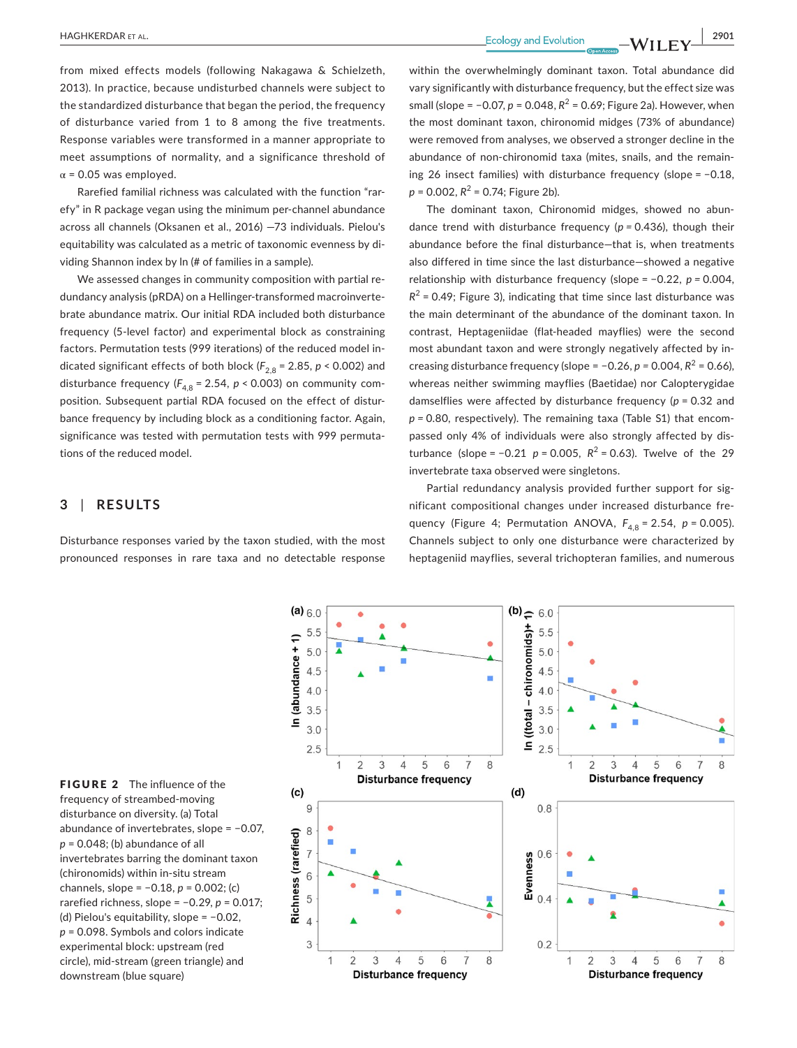from mixed effects models (following Nakagawa & Schielzeth, 2013). In practice, because undisturbed channels were subject to the standardized disturbance that began the period, the frequency of disturbance varied from 1 to 8 among the five treatments. Response variables were transformed in a manner appropriate to meet assumptions of normality, and a significance threshold of $\alpha = 0.05$ was employed.

Rarefied familial richness was calculated with the function "rarefy" in R package vegan using the minimum per-channel abundance across all channels (Oksanen et al., 2016) —73 individuals. Pielou's equitability was calculated as a metric of taxonomic evenness by dividing Shannon index by ln (# of families in a sample).

We assessed changes in community composition with partial redundancy analysis (pRDA) on a Hellinger-transformed macroinvertebrate abundance matrix. Our initial RDA included both disturbance frequency (5-level factor) and experimental block as constraining factors. Permutation tests (999 iterations) of the reduced model indicated significant effects of both block ($F_{2,8} = 2.85$, $p < 0.002$) and disturbance frequency ($F_{4,8} = 2.54$, $p < 0.003$) on community composition. Subsequent partial RDA focused on the effect of disturbance frequency by including block as a conditioning factor. Again, significance was tested with permutation tests with 999 permutations of the reduced model.

## 3 | RESULTS

Disturbance responses varied by the taxon studied, with the most pronounced responses in rare taxa and no detectable response within the overwhelmingly dominant taxon. Total abundance did vary significantly with disturbance frequency, but the effect size was small (slope = −0.07, $p = 0.048$, $R^2 = 0.69$; Figure 2a). However, when the most dominant taxon, chironomid midges (73% of abundance) were removed from analyses, we observed a stronger decline in the abundance of non-chironomid taxa (mites, snails, and the remaining 26 insect families) with disturbance frequency (slope = −0.18, $p = 0.002$, $R^2 = 0.74$; Figure 2b).

The dominant taxon, Chironomid midges, showed no abundance trend with disturbance frequency ($p = 0.436$), though their abundance before the final disturbance—that is, when treatments also differed in time since the last disturbance—showed a negative relationship with disturbance frequency (slope = −0.22, $p = 0.004$, $R^2 = 0.49$; Figure 3), indicating that time since last disturbance was the main determinant of the abundance of the dominant taxon. In contrast, Heptageniidae (flat-headed mayflies) were the second most abundant taxon and were strongly negatively affected by increasing disturbance frequency (slope = −0.26, $p = 0.004$, $R^2 = 0.66$), whereas neither swimming mayflies (Baetidae) nor Calopterygidae damselflies were affected by disturbance frequency ($p = 0.32$ and $p = 0.80$, respectively). The remaining taxa (Table S1) that encompassed only 4% of individuals were also strongly affected by disturbance (slope = −0.21 $p = 0.005$, $R^2 = 0.63$). Twelve of the 29 invertebrate taxa observed were singletons.

Partial redundancy analysis provided further support for significant compositional changes under increased disturbance frequency (Figure 4; Permutation ANOVA, $F_{4,8} = 2.54$, $p = 0.005$). Channels subject to only one disturbance were characterized by heptageniid mayflies, several trichopteran families, and numerous

**FIGURE 2** The influence of the frequency of streambed-moving disturbance on diversity. (a) Total abundance of invertebrates, slope = −0.07, $p = 0.048$; (b) abundance of all invertebrates barring the dominant taxon (chironomids) within in-situ stream channels, slope = −0.18, $p = 0.002$; (c) rarefied richness, slope = −0.29, $p = 0.017$; (d) Pielou's equitability, slope = −0.02, $p = 0.098$. Symbols and colors indicate experimental block: upstream (red circle), mid-stream (green triangle) and downstream (blue square)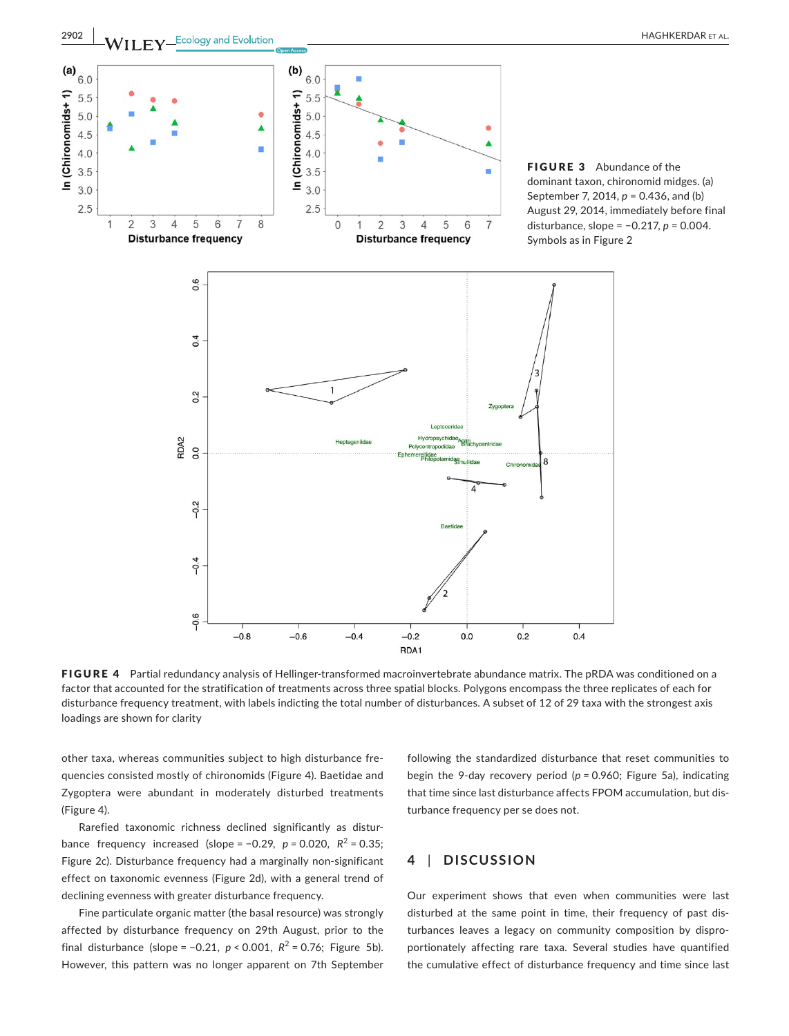**FIGURE 3** Abundance of the dominant taxon, chironomid midges. (a) September 7, 2014, slope = 0.436, and (b) August 29, 2014, immediately before final disturbance, slope = −0.217, $p$ = 0.004. Symbols as in Figure 2

**FIGURE 4** Partial redundancy analysis of Hellinger-transformed macroinvertebrate abundance matrix. The pRDA was conditioned on a factor that accounted for the stratification of treatments across three spatial blocks. Polygons encompass the three replicates of each for disturbance frequency treatment, with labels indicting the total number of disturbances. A subset of 12 of 29 taxa with the strongest axis loadings are shown for clarity

other taxa, whereas communities subject to high disturbance frequencies consisted mostly of chironomids (Figure 4). Baetidae and Zygoptera were abundant in moderately disturbed treatments (Figure 4).

Rarefied taxonomic richness declined significantly as disturbance frequency increased (slope = −0.29, $p$ = 0.020, $R^2$ = 0.35; Figure 2c). Disturbance frequency had a marginally non-significant effect on taxonomic evenness (Figure 2d), with a general trend of declining evenness with greater disturbance frequency.

Fine particulate organic matter (the basal resource) was strongly affected by disturbance frequency on 29th August, prior to the final disturbance (slope = −0.21, $p$ < 0.001, $R^2$ = 0.76; Figure 5b). However, this pattern was no longer apparent on 7th September following the standardized disturbance that reset communities to begin the 9-day recovery period ($p$ = 0.960; Figure 5a), indicating that time since last disturbance affects FPOM accumulation, but disturbance frequency per se does not.

## 4 | DISCUSSION

Our experiment shows that even when communities were last disturbed at the same point in time, their frequency of past disturbances leaves a legacy on community composition by disproportionately affecting rare taxa. Several studies have quantified the cumulative effect of disturbance frequency and time since last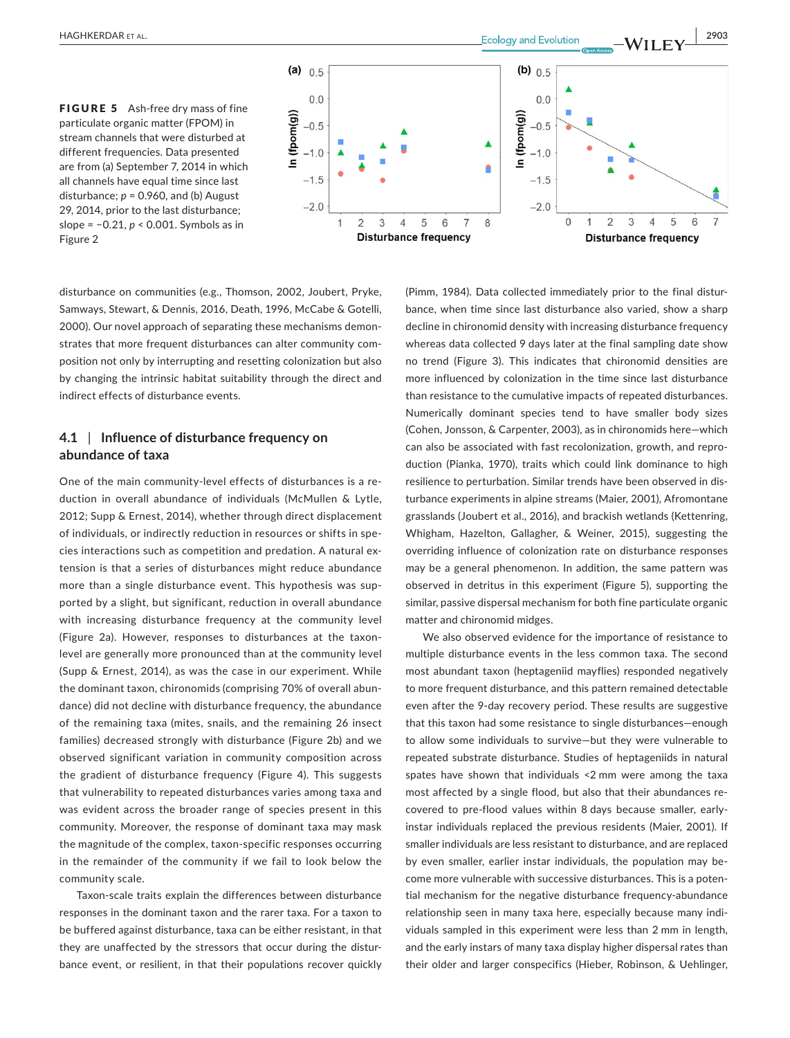**FIGURE 5** Ash-free dry mass of fine particulate organic matter (FPOM) in stream channels that were disturbed at different frequencies. Data presented are from (a) September 7, 2014 in which all channels have equal time since last disturbance; $p = 0.960$, and (b) August 29, 2014, prior to the last disturbance; slope = −0.21, $p < 0.001$. Symbols as in Figure 2

disturbance on communities (e.g., Thomson, 2002, Joubert, Pryke, Samways, Stewart, & Dennis, 2016, Death, 1996, McCabe & Gotelli, 2000). Our novel approach of separating these mechanisms demonstrates that more frequent disturbances can alter community composition not only by interrupting and resetting colonization but also by changing the intrinsic habitat suitability through the direct and indirect effects of disturbance events.

## 4.1 | Influence of disturbance frequency on abundance of taxa

One of the main community-level effects of disturbances is a reduction in overall abundance of individuals (McMullen & Lytle, 2012; Supp & Ernest, 2014), whether through direct displacement of individuals, or indirectly reduction in resources or shifts in species interactions such as competition and predation. A natural extension is that a series of disturbances might reduce abundance more than a single disturbance event. This hypothesis was supported by a slight, but significant, reduction in overall abundance with increasing disturbance frequency at the community level (Figure 2a). However, responses to disturbances at the taxon-level are generally more pronounced than at the community level (Supp & Ernest, 2014), as was the case in our experiment. While the dominant taxon, chironomids (comprising 70% of overall abundance) did not decline with disturbance frequency, the abundance of the remaining taxa (mites, snails, and the remaining 26 insect families) decreased strongly with disturbance (Figure 2b) and we observed significant variation in community composition across the gradient of disturbance frequency (Figure 4). This suggests that vulnerability to repeated disturbances varies among taxa and was evident across the broader range of species present in this community. Moreover, the response of dominant taxa may mask the magnitude of the complex, taxon-specific responses occurring in the remainder of the community if we fail to look below the community scale.

Taxon-scale traits explain the differences between disturbance responses in the dominant taxon and the rarer taxa. For a taxon to be buffered against disturbance, taxa can be either resistant, in that they are unaffected by the stressors that occur during the disturbance event, or resilient, in that their populations recover quickly (Pimm, 1984). Data collected immediately prior to the final disturbance, when time since last disturbance also varied, show a sharp decline in chironomid density with increasing disturbance frequency whereas data collected 9 days later at the final sampling date show no trend (Figure 3). This indicates that chironomid densities are more influenced by colonization in the time since last disturbance than resistance to the cumulative impacts of repeated disturbances. Numerically dominant species tend to have smaller body sizes (Cohen, Jonsson, & Carpenter, 2003), as in chironomids here—which can also be associated with fast recolonization, growth, and reproduction (Pianka, 1970), traits which could link dominance to high resilience to perturbation. Similar trends have been observed in disturbance experiments in alpine streams (Maier, 2001), Afromontane grasslands (Joubert et al., 2016), and brackish wetlands (Kettenring, Whigham, Hazelton, Gallagher, & Weiner, 2015), suggesting the overriding influence of colonization rate on disturbance responses may be a general phenomenon. In addition, the same pattern was observed in detritus in this experiment (Figure 5), supporting the similar, passive dispersal mechanism for both fine particulate organic matter and chironomid midges.

We also observed evidence for the importance of resistance to multiple disturbance events in the less common taxa. The second most abundant taxon (heptageniid mayflies) responded negatively to more frequent disturbance, and this pattern remained detectable even after the 9-day recovery period. These results are suggestive that this taxon had some resistance to single disturbances—enough to allow some individuals to survive—but they were vulnerable to repeated substrate disturbance. Studies of heptageniids in natural spates have shown that individuals <2 mm were among the taxa most affected by a single flood, but also that their abundances recovered to pre-flood values within 8 days because smaller, early-instar individuals replaced the previous residents (Maier, 2001). If smaller individuals are less resistant to disturbance, and are replaced by even smaller, earlier instar individuals, the population may become more vulnerable with successive disturbances. This is a potential mechanism for the negative disturbance frequency-abundance relationship seen in many taxa here, especially because many individuals sampled in this experiment were less than 2 mm in length, and the early instars of many taxa display higher dispersal rates than their older and larger conspecifics (Hieber, Robinson, & Uehlinger,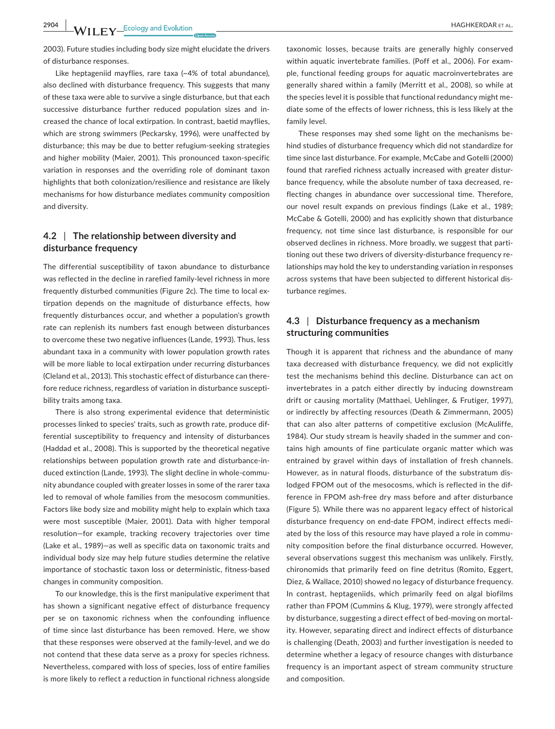2003). Future studies including body size might elucidate the drivers of disturbance responses.

Like heptageniid mayflies, rare taxa (~4% of total abundance), also declined with disturbance frequency. This suggests that many of these taxa were able to survive a single disturbance, but that each successive disturbance further reduced population sizes and increased the chance of local extirpation. In contrast, baetid mayflies, which are strong swimmers (Peckarsky, 1996), were unaffected by disturbance; this may be due to better refugium-seeking strategies and higher mobility (Maier, 2001). This pronounced taxon-specific variation in responses and the overriding role of dominant taxon highlights that both colonization/resilience and resistance are likely mechanisms for how disturbance mediates community composition and diversity.

## 4.2 | The relationship between diversity and disturbance frequency

The differential susceptibility of taxon abundance to disturbance was reflected in the decline in rarefied family-level richness in more frequently disturbed communities (Figure 2c). The time to local extirpation depends on the magnitude of disturbance effects, how frequently disturbances occur, and whether a population's growth rate can replenish its numbers fast enough between disturbances to overcome these two negative influences (Lande, 1993). Thus, less abundant taxa in a community with lower population growth rates will be more liable to local extirpation under recurring disturbances (Cleland et al., 2013). This stochastic effect of disturbance can therefore reduce richness, regardless of variation in disturbance susceptibility traits among taxa.

There is also strong experimental evidence that deterministic processes linked to species' traits, such as growth rate, produce differential susceptibility to frequency and intensity of disturbances (Haddad et al., 2008). This is supported by the theoretical negative relationships between population growth rate and disturbance-induced extinction (Lande, 1993). The slight decline in whole-community abundance coupled with greater losses in some of the rarer taxa led to removal of whole families from the mesocosm communities. Factors like body size and mobility might help to explain which taxa were most susceptible (Maier, 2001). Data with higher temporal resolution—for example, tracking recovery trajectories over time (Lake et al., 1989)—as well as specific data on taxonomic traits and individual body size may help future studies determine the relative importance of stochastic taxon loss or deterministic, fitness-based changes in community composition.

To our knowledge, this is the first manipulative experiment that has shown a significant negative effect of disturbance frequency per se on taxonomic richness when the confounding influence of time since last disturbance has been removed. Here, we show that these responses were observed at the family-level, and we do not contend that these data serve as a proxy for species richness. Nevertheless, compared with loss of species, loss of entire families is more likely to reflect a reduction in functional richness alongside taxonomic losses, because traits are generally highly conserved within aquatic invertebrate families. (Poff et al., 2006). For example, functional feeding groups for aquatic macroinvertebrates are generally shared within a family (Merritt et al., 2008), so while at the species level it is possible that functional redundancy might mediate some of the effects of lower richness, this is less likely at the family level.

These responses may shed some light on the mechanisms behind studies of disturbance frequency which did not standardize for time since last disturbance. For example, McCabe and Gotelli (2000) found that rarefied richness actually increased with greater disturbance frequency, while the absolute number of taxa decreased, reflecting changes in abundance over successional time. Therefore, our novel result expands on previous findings (Lake et al., 1989; McCabe & Gotelli, 2000) and has explicitly shown that disturbance frequency, not time since last disturbance, is responsible for our observed declines in richness. More broadly, we suggest that partitioning out these two drivers of diversity-disturbance frequency relationships may hold the key to understanding variation in responses across systems that have been subjected to different historical disturbance regimes.

## 4.3 | Disturbance frequency as a mechanism structuring communities

Though it is apparent that richness and the abundance of many taxa decreased with disturbance frequency, we did not explicitly test the mechanisms behind this decline. Disturbance can act on invertebrates in a patch either directly by inducing downstream drift or causing mortality (Matthaei, Uehlinger, & Frutiger, 1997), or indirectly by affecting resources (Death & Zimmermann, 2005) that can also alter patterns of competitive exclusion (McAuliffe, 1984). Our study stream is heavily shaded in the summer and contains high amounts of fine particulate organic matter which was entrained by gravel within days of installation of fresh channels. However, as in natural floods, disturbance of the substratum dislodged FPOM out of the mesocosms, which is reflected in the difference in FPOM ash-free dry mass before and after disturbance (Figure 5). While there was no apparent legacy effect of historical disturbance frequency on end-date FPOM, indirect effects mediated by the loss of this resource may have played a role in community composition before the final disturbance occurred. However, several observations suggest this mechanism was unlikely. Firstly, chironomids that primarily feed on fine detritus (Romito, Eggert, Diez, & Wallace, 2010) showed no legacy of disturbance frequency. In contrast, heptageniids, which primarily feed on algal biofilms rather than FPOM (Cummins & Klug, 1979), were strongly affected by disturbance, suggesting a direct effect of bed-moving on mortality. However, separating direct and indirect effects of disturbance is challenging (Death, 2003) and further investigation is needed to determine whether a legacy of resource changes with disturbance frequency is an important aspect of stream community structure and composition.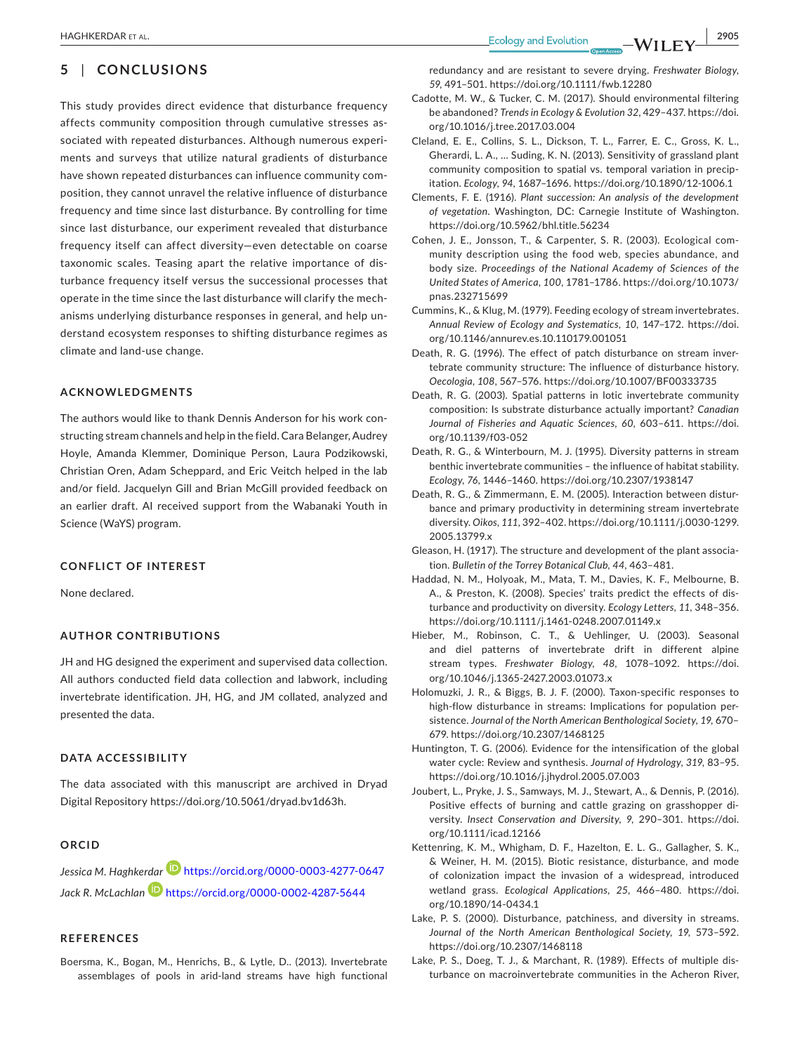## 5 | CONCLUSIONS

This study provides direct evidence that disturbance frequency affects community composition through cumulative stresses associated with repeated disturbances. Although numerous experiments and surveys that utilize natural gradients of disturbance have shown repeated disturbances can influence community composition, they cannot unravel the relative influence of disturbance frequency and time since last disturbance. By controlling for time since last disturbance, our experiment revealed that disturbance frequency itself can affect diversity—even detectable on coarse taxonomic scales. Teasing apart the relative importance of disturbance frequency itself versus the successional processes that operate in the time since the last disturbance will clarify the mechanisms underlying disturbance responses in general, and help understand ecosystem responses to shifting disturbance regimes as climate and land-use change.

## ACKNOWLEDGMENTS

The authors would like to thank Dennis Anderson for his work constructing stream channels and help in the field. Cara Belanger, Audrey Hoyle, Amanda Klemmer, Dominique Person, Laura Podzikowski, Christian Oren, Adam Scheppard, and Eric Veitch helped in the lab and/or field. Jacquelyn Gill and Brian McGill provided feedback on an earlier draft. AI received support from the Wabanaki Youth in Science (WaYS) program.

## CONFLICT OF INTEREST

None declared.

## AUTHOR CONTRIBUTIONS

JH and HG designed the experiment and supervised data collection. All authors conducted field data collection and labwork, including invertebrate identification. JH, HG, and JM collated, analyzed and presented the data.

## DATA ACCESSIBILITY

The data associated with this manuscript are archived in Dryad Digital Repository https://doi.org/10.5061/dryad.bv1d63h.

## ORCID

*Jessica M. Haghkerdar* https://orcid.org/0000-0003-4277-0647

*Jack R. McLachlan* https://orcid.org/0000-0002-4287-5644

## REFERENCES

Boersma, K., Bogan, M., Henrichs, B., & Lytle, D.. (2013). Invertebrate assemblages of pools in arid-land streams have high functional redundancy and are resistant to severe drying. *Freshwater Biology*, *59*, 491–501. https://doi.org/10.1111/fwb.12280

Cadotte, M. W., & Tucker, C. M. (2017). Should environmental filtering be abandoned? *Trends in Ecology & Evolution 32*, 429–437. https://doi.org/10.1016/j.tree.2017.03.004

Cleland, E. E., Collins, S. L., Dickson, T. L., Farrer, E. C., Gross, K. L., Gherardi, L. A., … Suding, K. N. (2013). Sensitivity of grassland plant community composition to spatial vs. temporal variation in precipitation. *Ecology*, *94*, 1687–1696. https://doi.org/10.1890/12-1006.1

Clements, F. E. (1916). *Plant succession: An analysis of the development of vegetation*. Washington, DC: Carnegie Institute of Washington. https://doi.org/10.5962/bhl.title.56234

Cohen, J. E., Jonsson, T., & Carpenter, S. R. (2003). Ecological community description using the food web, species abundance, and body size. *Proceedings of the National Academy of Sciences of the United States of America*, *100*, 1781–1786. https://doi.org/10.1073/pnas.232715699

Cummins, K., & Klug, M. (1979). Feeding ecology of stream invertebrates. *Annual Review of Ecology and Systematics*, *10*, 147–172. https://doi.org/10.1146/annurev.es.10.110179.001051

Death, R. G. (1996). The effect of patch disturbance on stream invertebrate community structure: The influence of disturbance history. *Oecologia*, *108*, 567–576. https://doi.org/10.1007/BF00333735

Death, R. G. (2003). Spatial patterns in lotic invertebrate community composition: Is substrate disturbance actually important? *Canadian Journal of Fisheries and Aquatic Sciences*, *60*, 603–611. https://doi.org/10.1139/f03-052

Death, R. G., & Winterbourn, M. J. (1995). Diversity patterns in stream benthic invertebrate communities – the influence of habitat stability. *Ecology*, *76*, 1446–1460. https://doi.org/10.2307/1938147

Death, R. G., & Zimmermann, E. M. (2005). Interaction between disturbance and primary productivity in determining stream invertebrate diversity. *Oikos*, *111*, 392–402. https://doi.org/10.1111/j.0030-1299.2005.13799.x

Gleason, H. (1917). The structure and development of the plant association. *Bulletin of the Torrey Botanical Club*, *44*, 463–481.

Haddad, N. M., Holyoak, M., Mata, T. M., Davies, K. F., Melbourne, B. A., & Preston, K. (2008). Species' traits predict the effects of disturbance and productivity on diversity. *Ecology Letters*, *11*, 348–356. https://doi.org/10.1111/j.1461-0248.2007.01149.x

Hieber, M., Robinson, C. T., & Uehlinger, U. (2003). Seasonal and diel patterns of invertebrate drift in different alpine stream types. *Freshwater Biology*, *48*, 1078–1092. https://doi.org/10.1046/j.1365-2427.2003.01073.x

Holomuzki, J. R., & Biggs, B. J. F. (2000). Taxon-specific responses to high-flow disturbance in streams: Implications for population persistence. *Journal of the North American Benthological Society*, *19*, 670–679. https://doi.org/10.2307/1468125

Huntington, T. G. (2006). Evidence for the intensification of the global water cycle: Review and synthesis. *Journal of Hydrology*, *319*, 83–95. https://doi.org/10.1016/j.jhydrol.2005.07.003

Joubert, L., Pryke, J. S., Samways, M. J., Stewart, A., & Dennis, P. (2016). Positive effects of burning and cattle grazing on grasshopper diversity. *Insect Conservation and Diversity*, *9*, 290–301. https://doi.org/10.1111/icad.12166

Kettenring, K. M., Whigham, D. F., Hazelton, E. L. G., Gallagher, S. K., & Weiner, H. M. (2015). Biotic resistance, disturbance, and mode of colonization impact the invasion of a widespread, introduced wetland grass. *Ecological Applications*, *25*, 466–480. https://doi.org/10.1890/14-0434.1

Lake, P. S. (2000). Disturbance, patchiness, and diversity in streams. *Journal of the North American Benthological Society*, *19*, 573–592. https://doi.org/10.2307/1468118

Lake, P. S., Doeg, T. J., & Marchant, R. (1989). Effects of multiple disturbance on macroinvertebrate communities in the Acheron River,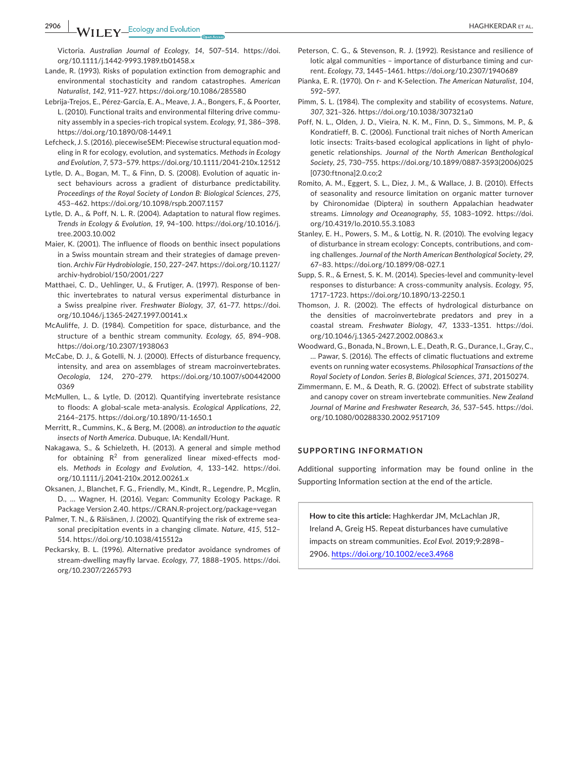Victoria. *Australian Journal of Ecology*, *14*, 507–514. https://doi.org/10.1111/j.1442-9993.1989.tb01458.x

Lande, R. (1993). Risks of population extinction from demographic and environmental stochasticity and random catastrophes. *American Naturalist*, *142*, 911–927. https://doi.org/10.1086/285580

Lebrija-Trejos, E., Pérez-García, E. A., Meave, J. A., Bongers, F., & Poorter, L. (2010). Functional traits and environmental filtering drive community assembly in a species-rich tropical system. *Ecology*, *91*, 386–398. https://doi.org/10.1890/08-1449.1

Lefcheck, J. S. (2016). piecewiseSEM: Piecewise structural equation modeling in R for ecology, evolution, and systematics. *Methods in Ecology and Evolution*, *7*, 573–579. https://doi.org/10.1111/2041-210x.12512

Lytle, D. A., Bogan, M. T., & Finn, D. S. (2008). Evolution of aquatic insect behaviours across a gradient of disturbance predictability. *Proceedings of the Royal Society of London B: Biological Sciences*, *275*, 453–462. https://doi.org/10.1098/rspb.2007.1157

Lytle, D. A., & Poff, N. L. R. (2004). Adaptation to natural flow regimes. *Trends in Ecology & Evolution*, *19*, 94–100. https://doi.org/10.1016/j.tree.2003.10.002

Maier, K. (2001). The influence of floods on benthic insect populations in a Swiss mountain stream and their strategies of damage prevention. *Archiv Für Hydrobiologie*, *150*, 227–247. https://doi.org/10.1127/archiv-hydrobiol/150/2001/227

Matthaei, C. D., Uehlinger, U., & Frutiger, A. (1997). Response of benthic invertebrates to natural versus experimental disturbance in a Swiss prealpine river. *Freshwater Biology*, *37*, 61–77. https://doi.org/10.1046/j.1365-2427.1997.00141.x

McAuliffe, J. D. (1984). Competition for space, disturbance, and the structure of a benthic stream community. *Ecology*, *65*, 894–908. https://doi.org/10.2307/1938063

McCabe, D. J., & Gotelli, N. J. (2000). Effects of disturbance frequency, intensity, and area on assemblages of stream macroinvertebrates. *Oecologia*, *124*, 270–279. https://doi.org/10.1007/s004420000369

McMullen, L., & Lytle, D. (2012). Quantifying invertebrate resistance to floods: A global-scale meta-analysis. *Ecological Applications*, *22*, 2164–2175. https://doi.org/10.1890/11-1650.1

Merritt, R., Cummins, K., & Berg, M. (2008). *an introduction to the aquatic insects of North America*. Dubuque, IA: Kendall/Hunt.

Nakagawa, S., & Schielzeth, H. (2013). A general and simple method for obtaining $R^2$ from generalized linear mixed-effects models. *Methods in Ecology and Evolution*, *4*, 133–142. https://doi.org/10.1111/j.2041-210x.2012.00261.x

Oksanen, J., Blanchet, F. G., Friendly, M., Kindt, R., Legendre, P., Mcglin, D., … Wagner, H. (2016). Vegan: Community Ecology Package. R Package Version 2.40. https://CRAN.R-project.org/package=vegan

Palmer, T. N., & Räisänen, J. (2002). Quantifying the risk of extreme seasonal precipitation events in a changing climate. *Nature*, *415*, 512–514. https://doi.org/10.1038/415512a

Peckarsky, B. L. (1996). Alternative predator avoidance syndromes of stream-dwelling mayfly larvae. *Ecology*, *77*, 1888–1905. https://doi.org/10.2307/2265793

Peterson, C. G., & Stevenson, R. J. (1992). Resistance and resilience of lotic algal communities – importance of disturbance timing and current. *Ecology*, *73*, 1445–1461. https://doi.org/10.2307/1940689

Pianka, E. R. (1970). On r- and K-Selection. *The American Naturalist*, *104*, 592–597.

Pimm, S. L. (1984). The complexity and stability of ecosystems. *Nature*, *307*, 321–326. https://doi.org/10.1038/307321a0

Poff, N. L., Olden, J. D., Vieira, N. K. M., Finn, D. S., Simmons, M. P., & Kondratieff, B. C. (2006). Functional trait niches of North American lotic insects: Traits-based ecological applications in light of phylogenetic relationships. *Journal of the North American Benthological Society*, *25*, 730–755. https://doi.org/10.1899/0887-3593(2006)025[0730:ftnona]2.0.co;2

Romito, A. M., Eggert, S. L., Diez, J. M., & Wallace, J. B. (2010). Effects of seasonality and resource limitation on organic matter turnover by Chironomidae (Diptera) in southern Appalachian headwater streams. *Limnology and Oceanography*, *55*, 1083–1092. https://doi.org/10.4319/lo.2010.55.3.1083

Stanley, E. H., Powers, S. M., & Lottig, N. R. (2010). The evolving legacy of disturbance in stream ecology: Concepts, contributions, and coming challenges. *Journal of the North American Benthological Society*, *29*, 67–83. https://doi.org/10.1899/08-027.1

Supp, S. R., & Ernest, S. K. M. (2014). Species-level and community-level responses to disturbance: A cross-community analysis. *Ecology*, *95*, 1717–1723. https://doi.org/10.1890/13-2250.1

Thomson, J. R. (2002). The effects of hydrological disturbance on the densities of macroinvertebrate predators and prey in a coastal stream. *Freshwater Biology*, *47*, 1333–1351. https://doi.org/10.1046/j.1365-2427.2002.00863.x

Woodward, G., Bonada, N., Brown, L. E., Death, R. G., Durance, I., Gray, C., … Pawar, S. (2016). The effects of climatic fluctuations and extreme events on running water ecosystems. *Philosophical Transactions of the Royal Society of London. Series B, Biological Sciences*, *371*, 20150274.

Zimmermann, E. M., & Death, R. G. (2002). Effect of substrate stability and canopy cover on stream invertebrate communities. *New Zealand Journal of Marine and Freshwater Research*, *36*, 537–545. https://doi.org/10.1080/00288330.2002.9517109

## SUPPORTING INFORMATION

Additional supporting information may be found online in the Supporting Information section at the end of the article.

**How to cite this article:** Haghkerdar JM, McLachlan JR, Ireland A, Greig HS. Repeat disturbances have cumulative impacts on stream communities. *Ecol Evol*. 2019;9:2898–2906. https://doi.org/10.1002/ece3.4968